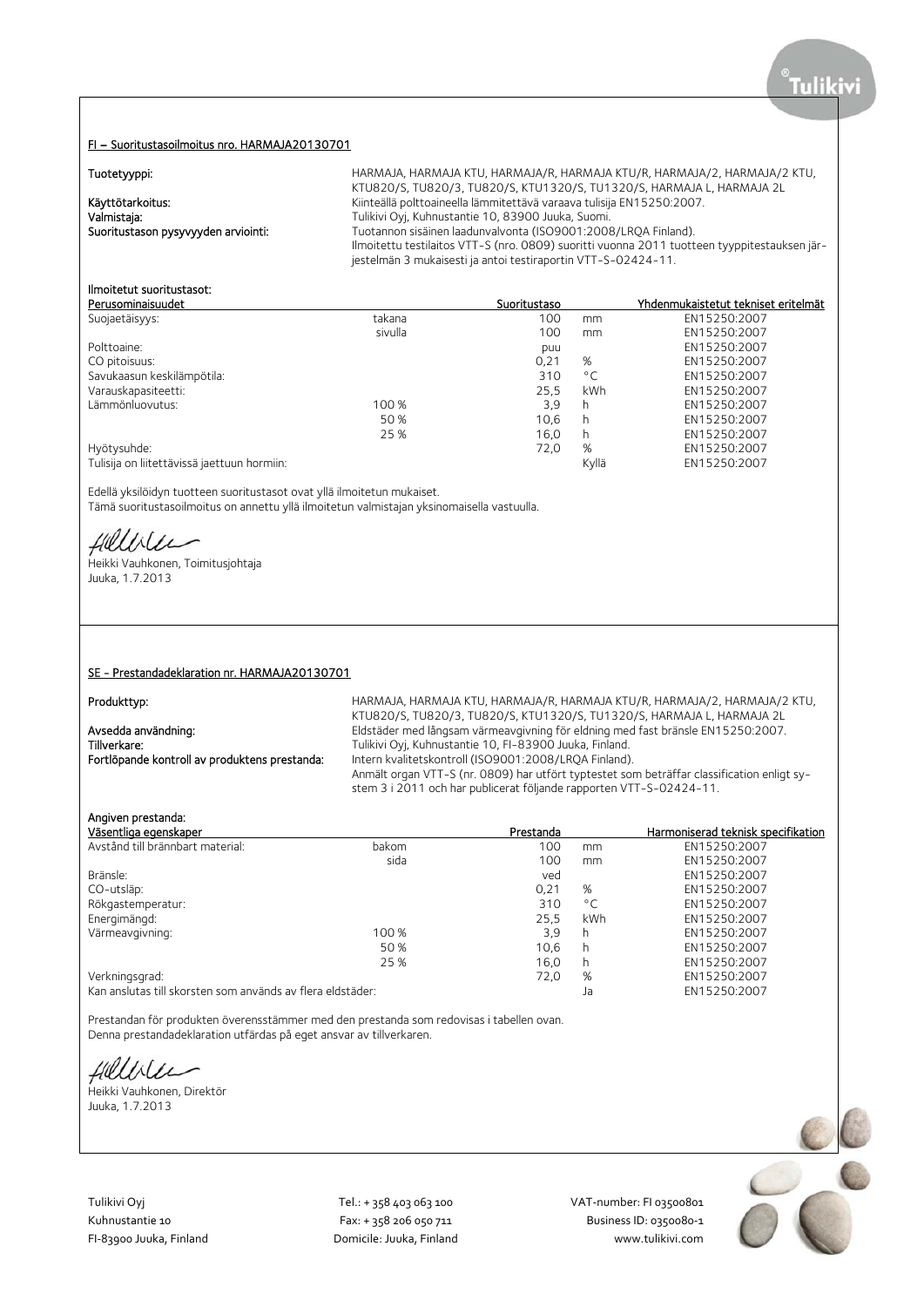## FI – Suoritustasoilmoitus nro. HARMAJA20130701

**Tuotetyyppi:** HARMAJA, HARMAJA KTU, HARMAJA/R, HARMAJA KTU/R, HARMAJA/2, HARMAJA/2 KTU, KTU820/S, TU820/3, TU820/S, KTU1320/S, TU1320/S, HARMAJA L, HARMAJA 2L

**Käyttötarkoitus:** Kiinteällä polttoaineella lämmitettävä varaava tulisija EN15250:2007.

**Valmistaja:** Tulikivi Oyj, Kuhnustantie 10, 83900 Juuka, Suomi.

**Suoritustason pysyvyyden arviointi:** Tuotannon sisäinen laadunvalvonta (ISO9001:2008/LRQA Finland). Ilmoitettu testilaitos VTT-S (nro. 0809) suoritti vuonna 2011 tuotteen tyyppitestauksen järjestelmän 3 mukaisesti ja antoi testiraportin VTT-S-02424-11.

**Ilmoitetut suoritustasot:**

| Perusominaisuudet | | Suoritustaso | | Yhdenmukaistetut tekniset eritelmät |
|---|---|---|---|---|
| Suojaetäisyys: | takana | 100 | mm | EN15250:2007 |
| | sivulla | 100 | mm | EN15250:2007 |
| Polttoaine: | | puu | | EN15250:2007 |
| CO pitoisuus: | | 0,21 | % | EN15250:2007 |
| Savukaasun keskilämpötila: | | 310 | °C | EN15250:2007 |
| Varauskapasiteetti: | | 25,5 | kWh | EN15250:2007 |
| Lämmönluovutus: | 100 % | 3,9 | h | EN15250:2007 |
| | 50 % | 10,6 | h | EN15250:2007 |
| | 25 % | 16,0 | h | EN15250:2007 |
| Hyötysuhde: | | 72,0 | % | EN15250:2007 |
| Tulisija on liitettävissä jaettuun hormiin: | | | Kyllä | EN15250:2007 |

Edellä yksilöidyn tuotteen suoritustasot ovat yllä ilmoitetun mukaiset.
Tämä suoritustasoilmoitus on annettu yllä ilmoitetun valmistajan yksinomaisella vastuulla.

Heikki Vauhkonen, Toimitusjohtaja
Juuka, 1.7.2013

## SE - Prestandadeklaration nr. HARMAJA20130701

**Produkttyp:** HARMAJA, HARMAJA KTU, HARMAJA/R, HARMAJA KTU/R, HARMAJA/2, HARMAJA/2 KTU, KTU820/S, TU820/3, TU820/S, KTU1320/S, TU1320/S, HARMAJA L, HARMAJA 2L

**Avsedda användning:** Eldstäder med långsam värmeavgivning för eldning med fast bränsle EN15250:2007.

**Tillverkare:** Tulikivi Oyj, Kuhnustantie 10, FI-83900 Juuka, Finland.

**Fortlöpande kontroll av produktens prestanda:** Intern kvalitetskontroll (ISO9001:2008/LRQA Finland). Anmält organ VTT-S (nr. 0809) har utfört typtestet som beträffar classification enligt system 3 i 2011 och har publicerat följande rapporten VTT-S-02424-11.

**Angiven prestanda:**

| Väsentliga egenskaper | | Prestanda | | Harmoniserad teknisk specifikation |
|---|---|---|---|---|
| Avstånd till brännbart material: | bakom | 100 | mm | EN15250:2007 |
| | sida | 100 | mm | EN15250:2007 |
| Bränsle: | | ved | | EN15250:2007 |
| CO-utsläp: | | 0,21 | % | EN15250:2007 |
| Rökgastemperatur: | | 310 | °C | EN15250:2007 |
| Energimängd: | | 25,5 | kWh | EN15250:2007 |
| Värmeavgivning: | 100 % | 3,9 | h | EN15250:2007 |
| | 50 % | 10,6 | h | EN15250:2007 |
| | 25 % | 16,0 | h | EN15250:2007 |
| Verkningsgrad: | | 72,0 | % | EN15250:2007 |
| Kan anslutas till skorsten som används av flera eldstäder: | | | Ja | EN15250:2007 |

Prestandan för produkten överensstämmer med den prestanda som redovisas i tabellen ovan.
Denna prestandadeklaration utfärdas på eget ansvar av tillverkaren.

Heikki Vauhkonen, Direktör
Juuka, 1.7.2013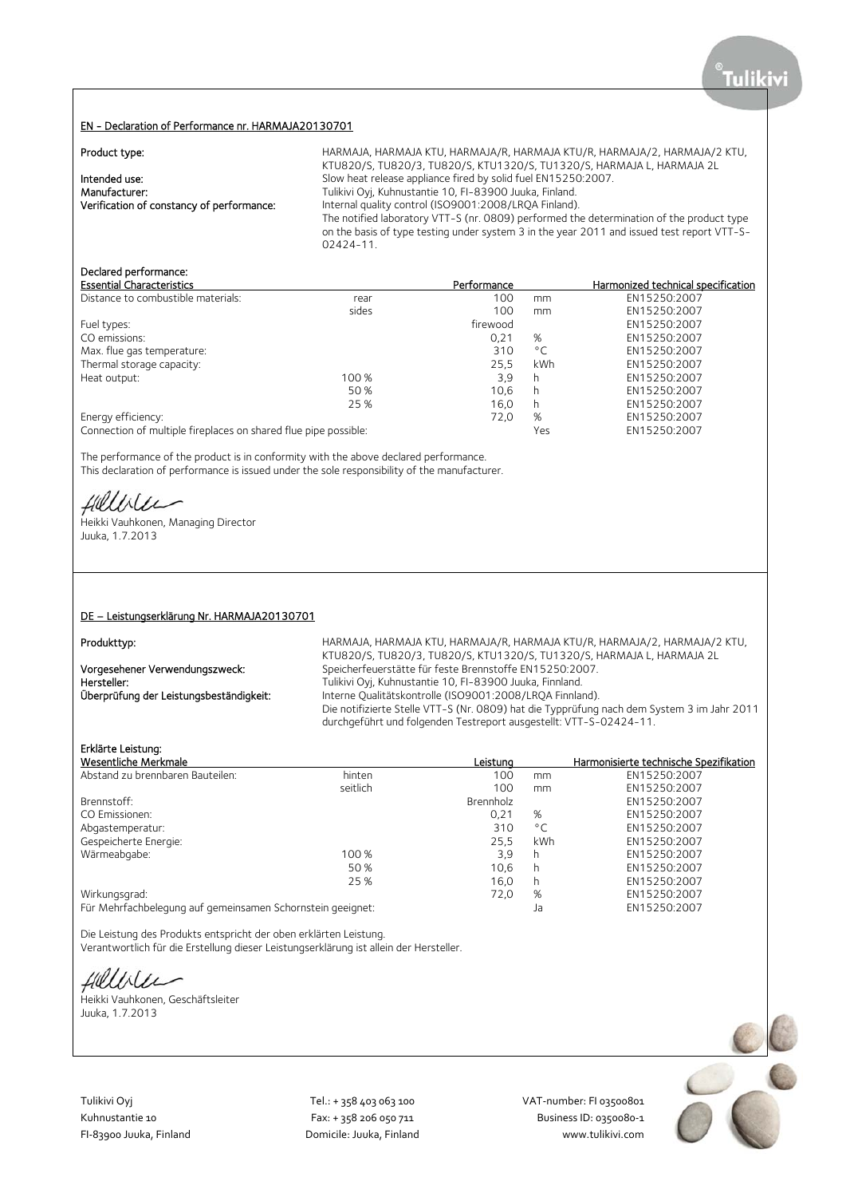## EN - Declaration of Performance nr. HARMAJA20130701

**Product type:** HARMAJA, HARMAJA KTU, HARMAJA/R, HARMAJA KTU/R, HARMAJA/2, HARMAJA/2 KTU, KTU820/S, TU820/3, TU820/S, KTU1320/S, TU1320/S, HARMAJA L, HARMAJA 2L

**Intended use:** Slow heat release appliance fired by solid fuel EN15250:2007.

**Manufacturer:** Tulikivi Oyj, Kuhnustantie 10, FI-83900 Juuka, Finland.

**Verification of constancy of performance:** Internal quality control (ISO9001:2008/LRQA Finland).
The notified laboratory VTT-S (nr. 0809) performed the determination of the product type on the basis of type testing under system 3 in the year 2011 and issued test report VTT-S-02424-11.

**Declared performance:**

| Essential Characteristics | | Performance | | Harmonized technical specification |
|---|---|---|---|---|
| Distance to combustible materials: | rear | 100 | mm | EN15250:2007 |
| | sides | 100 | mm | EN15250:2007 |
| Fuel types: | | firewood | | EN15250:2007 |
| CO emissions: | | 0,21 | % | EN15250:2007 |
| Max. flue gas temperature: | | 310 | °C | EN15250:2007 |
| Thermal storage capacity: | | 25,5 | kWh | EN15250:2007 |
| Heat output: | 100 % | 3,9 | h | EN15250:2007 |
| | 50 % | 10,6 | h | EN15250:2007 |
| | 25 % | 16,0 | h | EN15250:2007 |
| Energy efficiency: | | 72,0 | % | EN15250:2007 |
| Connection of multiple fireplaces on shared flue pipe possible: | | | Yes | EN15250:2007 |

The performance of the product is in conformity with the above declared performance.
This declaration of performance is issued under the sole responsibility of the manufacturer.

Heikki Vauhkonen, Managing Director
Juuka, 1.7.2013

## DE – Leistungserklärung Nr. HARMAJA20130701

**Produkttyp:** HARMAJA, HARMAJA KTU, HARMAJA/R, HARMAJA KTU/R, HARMAJA/2, HARMAJA/2 KTU, KTU820/S, TU820/3, TU820/S, KTU1320/S, TU1320/S, HARMAJA L, HARMAJA 2L

**Vorgesehener Verwendungszweck:** Speicherfeuerstätte für feste Brennstoffe EN15250:2007.

**Hersteller:** Tulikivi Oyj, Kuhnustantie 10, FI-83900 Juuka, Finnland.

**Überprüfung der Leistungsbeständigkeit:** Interne Qualitätskontrolle (ISO9001:2008/LRQA Finnland).
Die notifizierte Stelle VTT-S (Nr. 0809) hat die Typprüfung nach dem System 3 im Jahr 2011 durchgeführt und folgenden Testreport ausgestellt: VTT-S-02424-11.

**Erklärte Leistung:**

| Wesentliche Merkmale | | Leistung | | Harmonisierte technische Spezifikation |
|---|---|---|---|---|
| Abstand zu brennbaren Bauteilen: | hinten | 100 | mm | EN15250:2007 |
| | seitlich | 100 | mm | EN15250:2007 |
| Brennstoff: | | Brennholz | | EN15250:2007 |
| CO Emissionen: | | 0,21 | % | EN15250:2007 |
| Abgastemperatur: | | 310 | °C | EN15250:2007 |
| Gespeicherte Energie: | | 25,5 | kWh | EN15250:2007 |
| Wärmeabgabe: | 100 % | 3,9 | h | EN15250:2007 |
| | 50 % | 10,6 | h | EN15250:2007 |
| | 25 % | 16,0 | h | EN15250:2007 |
| Wirkungsgrad: | | 72,0 | % | EN15250:2007 |
| Für Mehrfachbelegung auf gemeinsamen Schornstein geeignet: | | | Ja | EN15250:2007 |

Die Leistung des Produkts entspricht der oben erklärten Leistung.
Verantwortlich für die Erstellung dieser Leistungserklärung ist allein der Hersteller.

Heikki Vauhkonen, Geschäftsleiter
Juuka, 1.7.2013

Tulikivi Oyj
Kuhnustantie 10
FI-83900 Juuka, Finland

Tel.: + 358 403 063 100
Fax: + 358 206 050 711
Domicile: Juuka, Finland

VAT-number: FI 03500801
Business ID: 0350080-1
www.tulikivi.com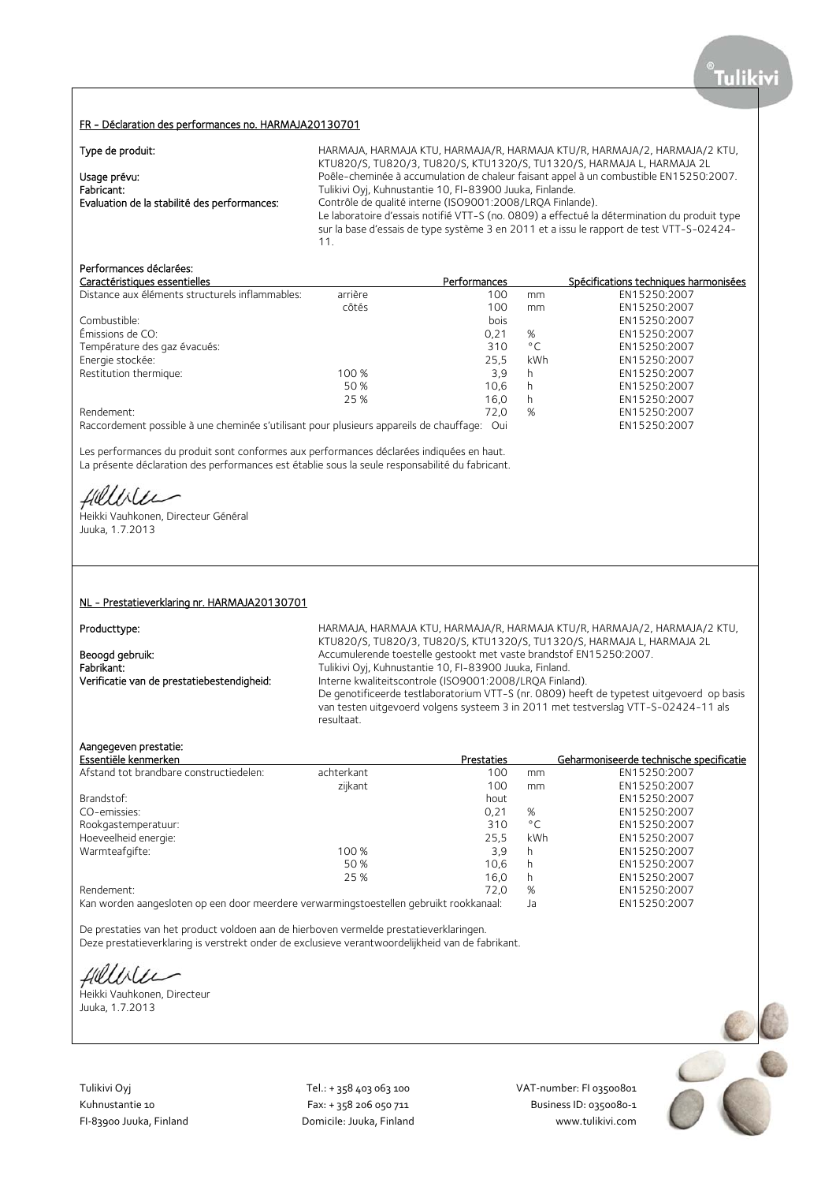## FR - Déclaration des performances no. HARMAJA20130701

**Type de produit:** HARMAJA, HARMAJA KTU, HARMAJA/R, HARMAJA KTU/R, HARMAJA/2, HARMAJA/2 KTU, KTU820/S, TU820/3, TU820/S, KTU1320/S, TU1320/S, HARMAJA L, HARMAJA 2L

**Usage prévu:** Poêle-cheminée à accumulation de chaleur faisant appel à un combustible EN15250:2007.

**Fabricant:** Tulikivi Oyj, Kuhnustantie 10, FI-83900 Juuka, Finlande.

**Evaluation de la stabilité des performances:** Contrôle de qualité interne (ISO9001:2008/LRQA Finlande).
Le laboratoire d'essais notifié VTT-S (no. 0809) a effectué la détermination du produit type sur la base d'essais de type système 3 en 2011 et a issu le rapport de test VTT-S-02424-11.

**Performances déclarées:**

| Caractéristiques essentielles | | Performances | | Spécifications techniques harmonisées |
|---|---|---|---|---|
| Distance aux éléments structurels inflammables: | arrière | 100 | mm | EN15250:2007 |
| | côtés | 100 | mm | EN15250:2007 |
| Combustible: | | bois | | EN15250:2007 |
| Émissions de CO: | | 0,21 | % | EN15250:2007 |
| Température des gaz évacués: | | 310 | °C | EN15250:2007 |
| Energie stockée: | | 25,5 | kWh | EN15250:2007 |
| Restitution thermique: | 100 % | 3,9 | h | EN15250:2007 |
| | 50 % | 10,6 | h | EN15250:2007 |
| | 25 % | 16,0 | h | EN15250:2007 |
| Rendement: | | 72,0 | % | EN15250:2007 |
| Raccordement possible à une cheminée s'utilisant pour plusieurs appareils de chauffage: | | Oui | | EN15250:2007 |

Les performances du produit sont conformes aux performances déclarées indiquées en haut.
La présente déclaration des performances est établie sous la seule responsabilité du fabricant.

Heikki Vauhkonen, Directeur Général
Juuka, 1.7.2013

## NL - Prestatieverklaring nr. HARMAJA20130701

**Producttype:** HARMAJA, HARMAJA KTU, HARMAJA/R, HARMAJA KTU/R, HARMAJA/2, HARMAJA/2 KTU, KTU820/S, TU820/3, TU820/S, KTU1320/S, TU1320/S, HARMAJA L, HARMAJA 2L

**Beoogd gebruik:** Accumulerende toestelle gestookt met vaste brandstof EN15250:2007.

**Fabrikant:** Tulikivi Oyj, Kuhnustantie 10, FI-83900 Juuka, Finland.

**Verificatie van de prestatiebestendigheid:** Interne kwaliteitscontrole (ISO9001:2008/LRQA Finland).
De genotificeerde testlaboratorium VTT-S (nr. 0809) heeft de typetest uitgevoerd op basis van testen uitgevoerd volgens systeem 3 in 2011 met testverslag VTT-S-02424-11 als resultaat.

**Aangegeven prestatie:**

| Essentiële kenmerken | | Prestaties | | Geharmoniseerde technische specificatie |
|---|---|---|---|---|
| Afstand tot brandbare constructiedelen: | achterkant | 100 | mm | EN15250:2007 |
| | zijkant | 100 | mm | EN15250:2007 |
| Brandstof: | | hout | | EN15250:2007 |
| CO-emissies: | | 0,21 | % | EN15250:2007 |
| Rookgastemperatuur: | | 310 | °C | EN15250:2007 |
| Hoeveelheid energie: | | 25,5 | kWh | EN15250:2007 |
| Warmteafgifte: | 100 % | 3,9 | h | EN15250:2007 |
| | 50 % | 10,6 | h | EN15250:2007 |
| | 25 % | 16,0 | h | EN15250:2007 |
| Rendement: | | 72,0 | % | EN15250:2007 |
| Kan worden aangesloten op een door meerdere verwarmingstoestellen gebruikt rookkanaal: | | | Ja | EN15250:2007 |

De prestaties van het product voldoen aan de hierboven vermelde prestatieverklaringen.
Deze prestatieverklaring is verstrekt onder de exclusieve verantwoordelijkheid van de fabrikant.

Heikki Vauhkonen, Directeur
Juuka, 1.7.2013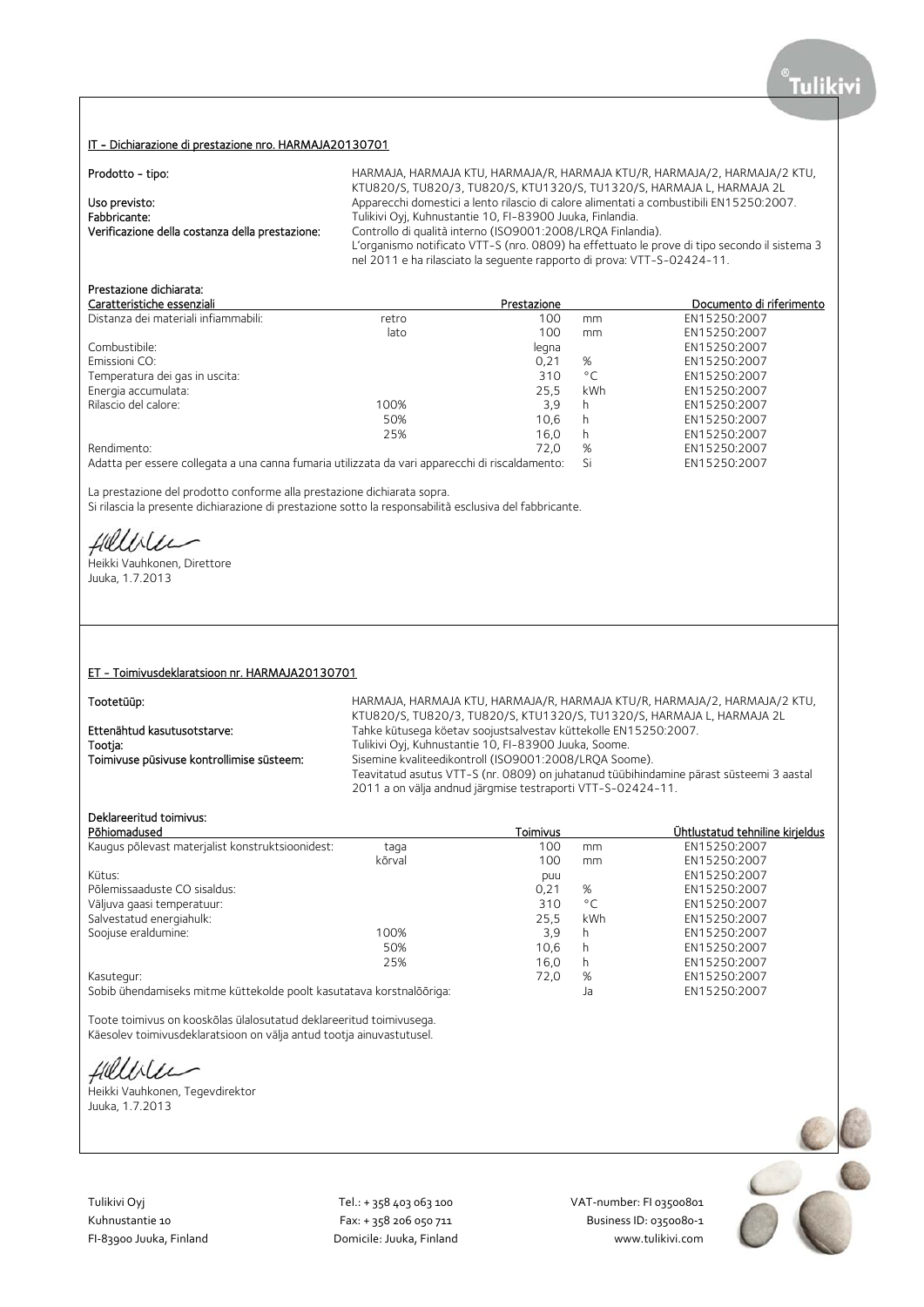## IT - Dichiarazione di prestazione nro. HARMAJA20130701

**Prodotto - tipo:** HARMAJA, HARMAJA KTU, HARMAJA/R, HARMAJA KTU/R, HARMAJA/2, HARMAJA/2 KTU, KTU820/S, TU820/3, TU820/S, KTU1320/S, TU1320/S, HARMAJA L, HARMAJA 2L

**Uso previsto:** Apparecchi domestici a lento rilascio di calore alimentati a combustibili EN15250:2007.

**Fabbricante:** Tulikivi Oyj, Kuhnustantie 10, FI-83900 Juuka, Finlandia.

**Verificazione della costanza della prestazione:** Controllo di qualità interno (ISO9001:2008/LRQA Finlandia). L'organismo notificato VTT-S (nro. 0809) ha effettuato le prove di tipo secondo il sistema 3 nel 2011 e ha rilasciato la seguente rapporto di prova: VTT-S-02424-11.

**Prestazione dichiarata:**

| Caratteristiche essenziali | | Prestazione | | Documento di riferimento |
|---|---|---|---|---|
| Distanza dei materiali infiammabili: | retro | 100 | mm | EN15250:2007 |
| | lato | 100 | mm | EN15250:2007 |
| Combustibile: | | legna | | EN15250:2007 |
| Emissioni CO: | | 0,21 | % | EN15250:2007 |
| Temperatura dei gas in uscita: | | 310 | °C | EN15250:2007 |
| Energia accumulata: | | 25,5 | kWh | EN15250:2007 |
| Rilascio del calore: | 100% | 3,9 | h | EN15250:2007 |
| | 50% | 10,6 | h | EN15250:2007 |
| | 25% | 16,0 | h | EN15250:2007 |
| Rendimento: | | 72,0 | % | EN15250:2007 |
| Adatta per essere collegata a una canna fumaria utilizzata da vari apparecchi di riscaldamento: | | | Si | EN15250:2007 |

La prestazione del prodotto conforme alla prestazione dichiarata sopra.
Si rilascia la presente dichiarazione di prestazione sotto la responsabilità esclusiva del fabbricante.

Heikki Vauhkonen, Direttore
Juuka, 1.7.2013

## ET - Toimivusdeklaratsioon nr. HARMAJA20130701

**Tootetüüp:** HARMAJA, HARMAJA KTU, HARMAJA/R, HARMAJA KTU/R, HARMAJA/2, HARMAJA/2 KTU, KTU820/S, TU820/3, TU820/S, KTU1320/S, TU1320/S, HARMAJA L, HARMAJA 2L

**Ettenähtud kasutusotstarve:** Tahke kütusega köetav soojustsalvestav küttekolle EN15250:2007.

**Tootja:** Tulikivi Oyj, Kuhnustantie 10, FI-83900 Juuka, Soome.

**Toimivuse püsivuse kontrollimise süsteem:** Sisemine kvaliteedikontroll (ISO9001:2008/LRQA Soome). Teavitatud asutus VTT-S (nr. 0809) on juhatanud tüübihindamine pärast süsteemi 3 aastal 2011 a on välja andnud järgmise testraporti VTT-S-02424-11.

**Deklareeritud toimivus:**

| Põhiomadused | | Toimivus | | Ühtlustatud tehniline kirjeldus |
|---|---|---|---|---|
| Kaugus põlevast materjalist konstruktsioonidest: | taga | 100 | mm | EN15250:2007 |
| | kõrval | 100 | mm | EN15250:2007 |
| Kütus: | | puu | | EN15250:2007 |
| Põlemissaaduste CO sisaldus: | | 0,21 | % | EN15250:2007 |
| Väljuva gaasi temperatuur: | | 310 | °C | EN15250:2007 |
| Salvestatud energiahulk: | | 25,5 | kWh | EN15250:2007 |
| Soojuse eraldumine: | 100% | 3,9 | h | EN15250:2007 |
| | 50% | 10,6 | h | EN15250:2007 |
| | 25% | 16,0 | h | EN15250:2007 |
| Kasutegur: | | 72,0 | % | EN15250:2007 |
| Sobib ühendamiseks mitme küttekolde poolt kasutatava korstnalõõriga: | | | Ja | EN15250:2007 |

Toote toimivus on kooskõlas ülalosutatud deklareeritud toimivusega.
Käesolev toimivusdeklaratsioon on välja antud tootja ainuvastutusel.

Heikki Vauhkonen, Tegevdirektor
Juuka, 1.7.2013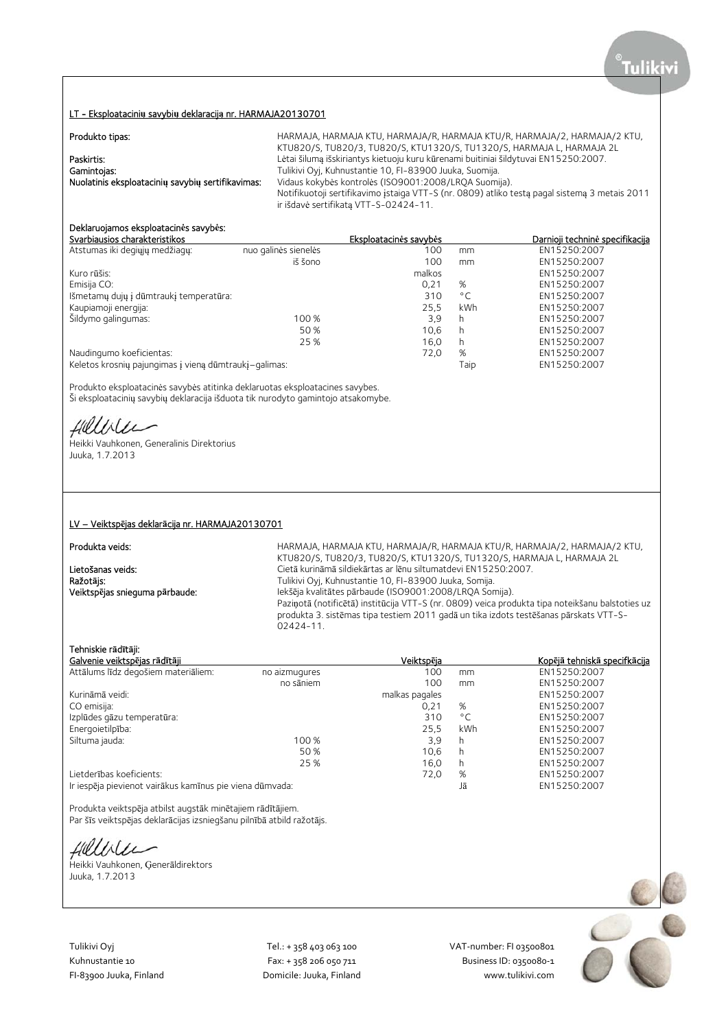## LT - Eksploatacinių savybių deklaracija nr. HARMAJA20130701

**Produkto tipas:** HARMAJA, HARMAJA KTU, HARMAJA/R, HARMAJA KTU/R, HARMAJA/2, HARMAJA/2 KTU, KTU820/S, TU820/3, TU820/S, KTU1320/S, TU1320/S, HARMAJA L, HARMAJA 2L

**Paskirtis:** Lėtai šilumą išskiriantys kietuoju kuru kūrenami buitiniai šildytuvai EN15250:2007.

**Gamintojas:** Tulikivi Oyj, Kuhnustantie 10, FI-83900 Juuka, Suomija.

**Nuolatinis eksploatacinių savybių sertifikavimas:** Vidaus kokybės kontrolės (ISO9001:2008/LRQA Suomija). Notifikuotoji sertifikavimo įstaiga VTT-S (nr. 0809) atliko testą pagal sistemą 3 metais 2011 ir išdavė sertifikatą VTT-S-02424-11.

**Deklaruojamos eksploatacinės savybės:**

| Svarbiausios charakteristikos | | Eksploatacinės savybės | | Darnioji techninė specifikacija |
|---|---|---|---|---|
| Atstumas iki degiųjų medžiagų: | nuo galinės sienelės | 100 | mm | EN15250:2007 |
| | iš šono | 100 | mm | EN15250:2007 |
| Kuro rūšis: | | malkos | | EN15250:2007 |
| Emisija CO: | | 0,21 | % | EN15250:2007 |
| Išmetamų dujų į dūmtraukį temperatūra: | | 310 | °C | EN15250:2007 |
| Kaupiamoji energija: | | 25,5 | kWh | EN15250:2007 |
| Šildymo galingumas: | 100 % | 3,9 | h | EN15250:2007 |
| | 50 % | 10,6 | h | EN15250:2007 |
| | 25 % | 16,0 | h | EN15250:2007 |
| Naudingumo koeficientas: | | 72,0 | % | EN15250:2007 |
| Keletos krosnių pajungimas į vieną dūmtraukį–galimas: | | | Taip | EN15250:2007 |

Produkto eksploatacinės savybės atitinka deklaruotas eksploatacines savybes.
Ši eksploatacinių savybių deklaracija išduota tik nurodyto gamintojo atsakomybe.

Heikki Vauhkonen, Generalinis Direktorius
Juuka, 1.7.2013

## LV – Veiktspējas deklarācija nr. HARMAJA20130701

**Produkta veids:** HARMAJA, HARMAJA KTU, HARMAJA/R, HARMAJA KTU/R, HARMAJA/2, HARMAJA/2 KTU, KTU820/S, TU820/3, TU820/S, KTU1320/S, TU1320/S, HARMAJA L, HARMAJA 2L

**Lietošanas veids:** Cietā kurināmā sildiekārtas ar lēnu siltumatdevi EN15250:2007.

**Ražotājs:** Tulikivi Oyj, Kuhnustantie 10, FI-83900 Juuka, Somija.

**Veiktspējas snieguma pārbaude:** Iekšēja kvalitātes pārbaude (ISO9001:2008/LRQA Somija). Paziņotā (notificētā) institūcija VTT-S (nr. 0809) veica produkta tipa noteikšanu balstoties uz produkta 3. sistēmas tipa testiem 2011 gadā un tika izdots testēšanas pārskats VTT-S-02424-11.

**Tehniskie rādītāji:**

| Galvenie veiktspējas rādītāji | | Veiktspēja | | Kopējā tehniskā specifkācija |
|---|---|---|---|---|
| Attālums līdz degošiem materiāliem: | no aizmugures | 100 | mm | EN15250:2007 |
| | no sāniem | 100 | mm | EN15250:2007 |
| Kurināmā veidi: | | malkas pagales | | EN15250:2007 |
| CO emisija: | | 0,21 | % | EN15250:2007 |
| Izplūdes gāzu temperatūra: | | 310 | °C | EN15250:2007 |
| Energoietilpība: | | 25,5 | kWh | EN15250:2007 |
| Siltuma jauda: | 100 % | 3,9 | h | EN15250:2007 |
| | 50 % | 10,6 | h | EN15250:2007 |
| | 25 % | 16,0 | h | EN15250:2007 |
| Lietderības koeficients: | | 72,0 | % | EN15250:2007 |
| Ir iespēja pievienot vairākus kamīnus pie viena dūmvada: | | | Jā | EN15250:2007 |

Produkta veiktspēja atbilst augstāk minētajiem rādītājiem.
Par šīs veiktspējas deklarācijas izsniegšanu pilnībā atbild ražotājs.

Heikki Vauhkonen, Ģenerāldirektors
Juuka, 1.7.2013

Tulikivi Oyj
Kuhnustantie 10
FI-83900 Juuka, Finland

Tel.: + 358 403 063 100
Fax: + 358 206 050 711
Domicile: Juuka, Finland

VAT-number: FI 03500801
Business ID: 0350080-1
www.tulikivi.com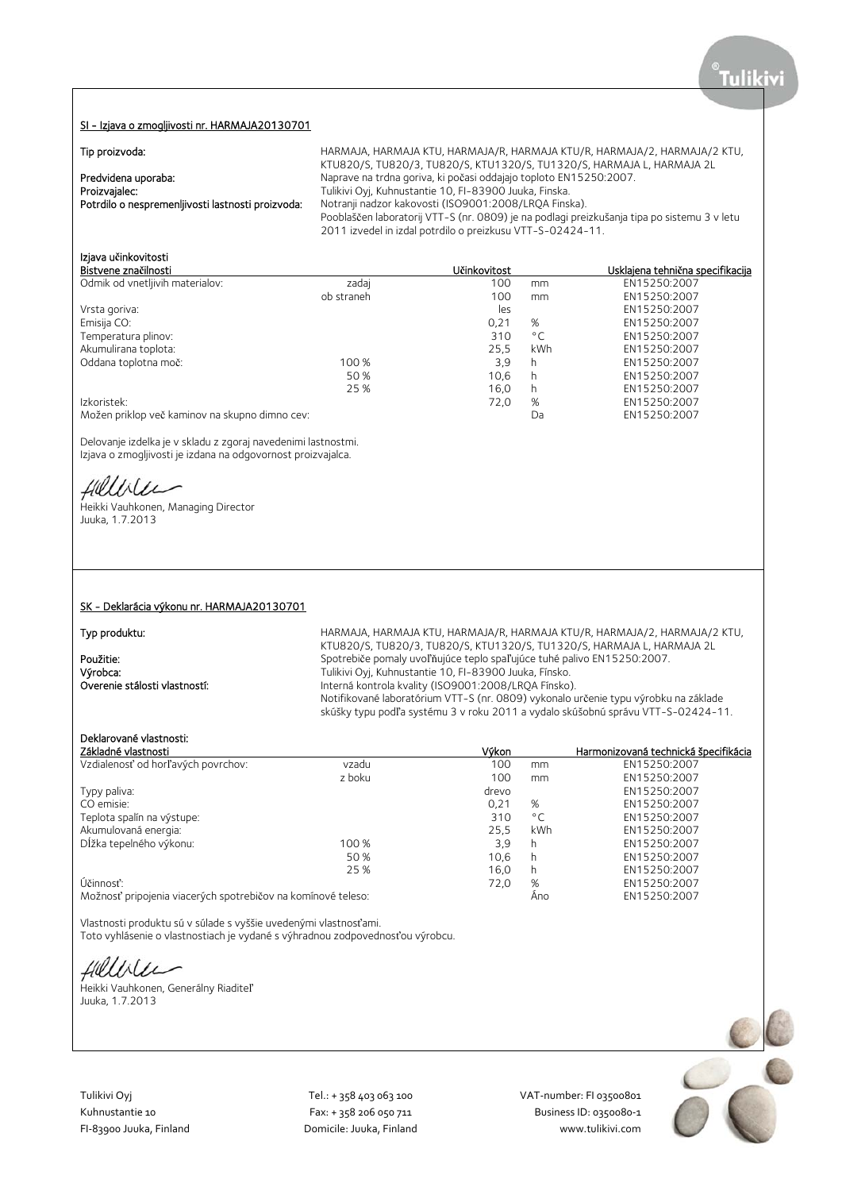## SI - Izjava o zmogljivosti nr. HARMAJA20130701

**Tip proizvoda:** HARMAJA, HARMAJA KTU, HARMAJA/R, HARMAJA KTU/R, HARMAJA/2, HARMAJA/2 KTU, KTU820/S, TU820/3, TU820/S, KTU1320/S, TU1320/S, HARMAJA L, HARMAJA 2L

**Predvidena uporaba:** Naprave na trdna goriva, ki počasi oddajajo toploto EN15250:2007.

**Proizvajalec:** Tulikivi Oyj, Kuhnustantie 10, FI-83900 Juuka, Finska.

**Potrdilo o nespremenljivosti lastnosti proizvoda:** Notranji nadzor kakovosti (ISO9001:2008/LRQA Finska). Pooblaščen laboratorij VTT-S (nr. 0809) je na podlagi preizkušanja tipa po sistemu 3 v letu 2011 izvedel in izdal potrdilo o preizkusu VTT-S-02424-11.

**Izjava učinkovitosti**

| Bistvene značilnosti | | Učinkovitost | | Usklajena tehnična specifikacija |
|---|---|---|---|---|
| Odmik od vnetljivih materialov: | zadaj | 100 | mm | EN15250:2007 |
| | ob straneh | 100 | mm | EN15250:2007 |
| Vrsta goriva: | | les | | EN15250:2007 |
| Emisija CO: | | 0,21 | % | EN15250:2007 |
| Temperatura plinov: | | 310 | °C | EN15250:2007 |
| Akumulirana toplota: | | 25,5 | kWh | EN15250:2007 |
| Oddana toplotna moč: | 100 % | 3,9 | h | EN15250:2007 |
| | 50 % | 10,6 | h | EN15250:2007 |
| | 25 % | 16,0 | h | EN15250:2007 |
| Izkoristek: | | 72,0 | % | EN15250:2007 |
| Možen priklop več kaminov na skupno dimno cev: | | | Da | EN15250:2007 |

Delovanje izdelka je v skladu z zgoraj navedenimi lastnostmi.
Izjava o zmogljivosti je izdana na odgovornost proizvajalca.

Heikki Vauhkonen, Managing Director
Juuka, 1.7.2013

## SK - Deklarácia výkonu nr. HARMAJA20130701

**Typ produktu:** HARMAJA, HARMAJA KTU, HARMAJA/R, HARMAJA KTU/R, HARMAJA/2, HARMAJA/2 KTU, KTU820/S, TU820/3, TU820/S, KTU1320/S, TU1320/S, HARMAJA L, HARMAJA 2L

**Použitie:** Spotrebiče pomaly uvoľňujúce teplo spaľujúce tuhé palivo EN15250:2007.

**Výrobca:** Tulikivi Oyj, Kuhnustantie 10, FI-83900 Juuka, Fínsko.

**Overenie stálosti vlastností:** Interná kontrola kvality (ISO9001:2008/LRQA Fínsko). Notifikované laboratórium VTT-S (nr. 0809) vykonalo určenie typu výrobku na základe skúšky typu podľa systému 3 v roku 2011 a vydalo skúšobnú správu VTT-S-02424-11.

**Deklarované vlastnosti:**

| Základné vlastnosti | | Výkon | | Harmonizovaná technická špecifikácia |
|---|---|---|---|---|
| Vzdialenosť od horľavých povrchov: | vzadu | 100 | mm | EN15250:2007 |
| | z boku | 100 | mm | EN15250:2007 |
| Typy paliva: | | drevo | | EN15250:2007 |
| CO emisie: | | 0,21 | % | EN15250:2007 |
| Teplota spalín na výstupe: | | 310 | °C | EN15250:2007 |
| Akumulovaná energia: | | 25,5 | kWh | EN15250:2007 |
| Dĺžka tepelného výkonu: | 100 % | 3,9 | h | EN15250:2007 |
| | 50 % | 10,6 | h | EN15250:2007 |
| | 25 % | 16,0 | h | EN15250:2007 |
| Účinnosť: | | 72,0 | % | EN15250:2007 |
| Možnosť pripojenia viacerých spotrebičov na komínové teleso: | | | Áno | EN15250:2007 |

Vlastnosti produktu sú v súlade s vyššie uvedenými vlastnosťami.
Toto vyhlásenie o vlastnostiach je vydané s výhradnou zodpovednosťou výrobcu.

Heikki Vauhkonen, Generálny Riaditeľ
Juuka, 1.7.2013

Tulikivi Oyj
Kuhnustantie 10
FI-83900 Juuka, Finland

Tel.: + 358 403 063 100
Fax: + 358 206 050 711
Domicile: Juuka, Finland

VAT-number: FI 03500801
Business ID: 0350080-1
www.tulikivi.com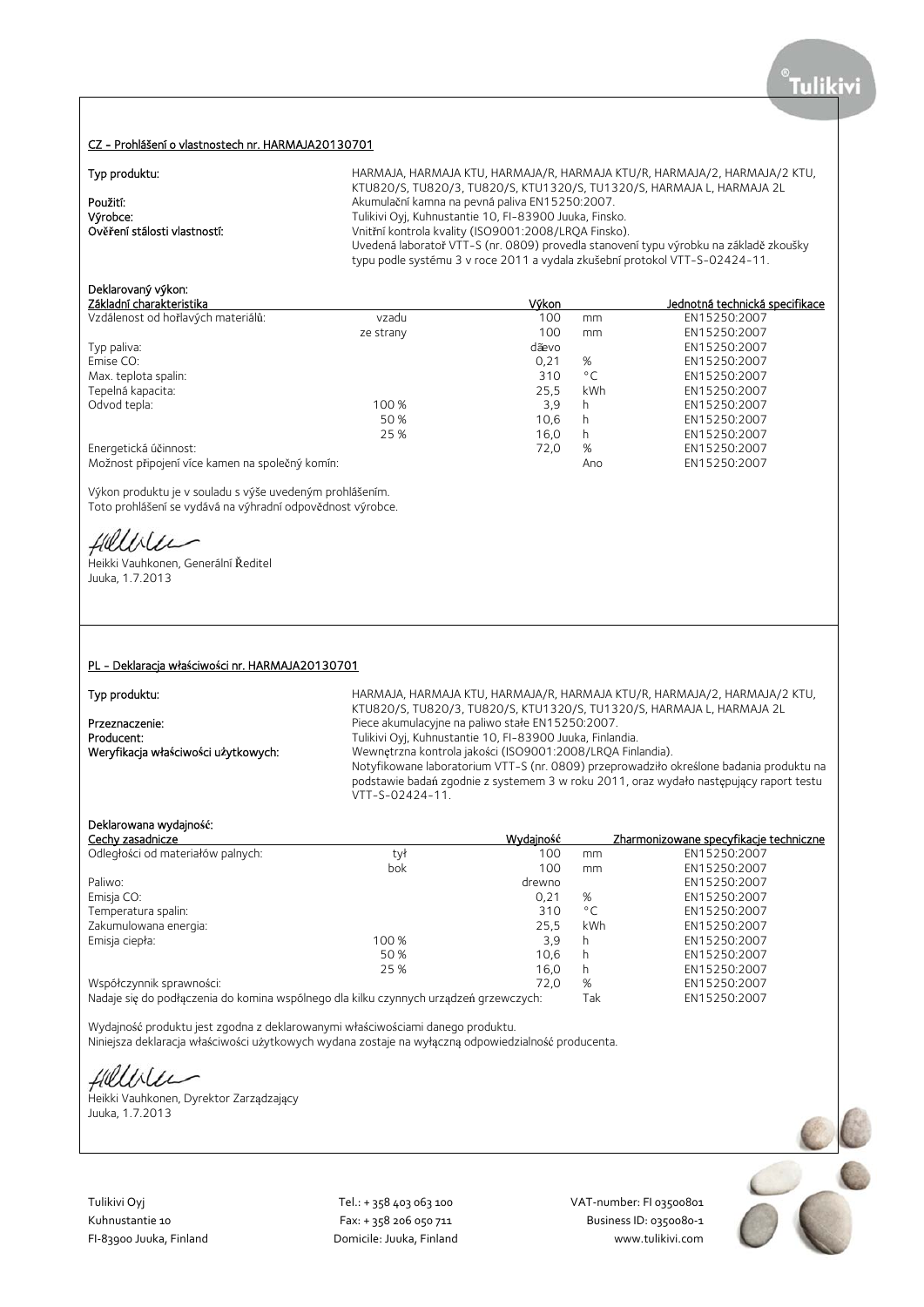## CZ - Prohlášení o vlastnostech nr. HARMAJA20130701

**Typ produktu:** HARMAJA, HARMAJA KTU, HARMAJA/R, HARMAJA KTU/R, HARMAJA/2, HARMAJA/2 KTU, KTU820/S, TU820/3, TU820/S, KTU1320/S, TU1320/S, HARMAJA L, HARMAJA 2L

**Použití:** Akumulační kamna na pevná paliva EN15250:2007.

**Výrobce:** Tulikivi Oyj, Kuhnustantie 10, FI-83900 Juuka, Finsko.

**Ověření stálosti vlastností:** Vnitřní kontrola kvality (ISO9001:2008/LRQA Finsko). Uvedená laboratoř VTT-S (nr. 0809) provedla stanovení typu výrobku na základě zkoušky typu podle systému 3 v roce 2011 a vydala zkušební protokol VTT-S-02424-11.

**Deklarovaný výkon:**

| Základní charakteristika | | Výkon | | Jednotná technická specifikace |
|---|---|---|---|---|
| Vzdálenost od hořlavých materiálů: | vzadu | 100 | mm | EN15250:2007 |
| | ze strany | 100 | mm | EN15250:2007 |
| Typ paliva: | | dřevo | | EN15250:2007 |
| Emise CO: | | 0,21 | % | EN15250:2007 |
| Max. teplota spalin: | | 310 | °C | EN15250:2007 |
| Tepelná kapacita: | | 25,5 | kWh | EN15250:2007 |
| Odvod tepla: | 100 % | 3,9 | h | EN15250:2007 |
| | 50 % | 10,6 | h | EN15250:2007 |
| | 25 % | 16,0 | h | EN15250:2007 |
| Energetická účinnost: | | 72,0 | % | EN15250:2007 |
| Možnost připojení více kamen na společný komín: | | | Ano | EN15250:2007 |

Výkon produktu je v souladu s výše uvedeným prohlášením.
Toto prohlášení se vydává na výhradní odpovědnost výrobce.

Heikki Vauhkonen, Generální Ředitel
Juuka, 1.7.2013

## PL - Deklaracja właściwości nr. HARMAJA20130701

**Typ produktu:** HARMAJA, HARMAJA KTU, HARMAJA/R, HARMAJA KTU/R, HARMAJA/2, HARMAJA/2 KTU, KTU820/S, TU820/3, TU820/S, KTU1320/S, TU1320/S, HARMAJA L, HARMAJA 2L

**Przeznaczenie:** Piece akumulacyjne na paliwo stałe EN15250:2007.

**Producent:** Tulikivi Oyj, Kuhnustantie 10, FI-83900 Juuka, Finlandia.

**Weryfikacja właściwości użytkowych:** Wewnętrzna kontrola jakości (ISO9001:2008/LRQA Finlandia). Notyfikowane laboratorium VTT-S (nr. 0809) przeprowadziło określone badania produktu na podstawie badań zgodnie z systemem 3 w roku 2011, oraz wydało następujący raport testu VTT-S-02424-11.

**Deklarowana wydajność:**

| Cechy zasadnicze | | Wydajność | | Zharmonizowane specyfikacje techniczne |
|---|---|---|---|---|
| Odległości od materiałów palnych: | tył | 100 | mm | EN15250:2007 |
| | bok | 100 | mm | EN15250:2007 |
| Paliwo: | | drewno | | EN15250:2007 |
| Emisja CO: | | 0,21 | % | EN15250:2007 |
| Temperatura spalin: | | 310 | °C | EN15250:2007 |
| Zakumulowana energia: | | 25,5 | kWh | EN15250:2007 |
| Emisja ciepła: | 100 % | 3,9 | h | EN15250:2007 |
| | 50 % | 10,6 | h | EN15250:2007 |
| | 25 % | 16,0 | h | EN15250:2007 |
| Współczynnik sprawności: | | 72,0 | % | EN15250:2007 |
| Nadaje się do podłączenia do komina wspólnego dla kilku czynnych urządzeń grzewczych: | | | Tak | EN15250:2007 |

Wydajność produktu jest zgodna z deklarowanymi właściwościami danego produktu.
Niniejsza deklaracja właściwości użytkowych wydana zostaje na wyłączną odpowiedzialność producenta.

Heikki Vauhkonen, Dyrektor Zarządzający
Juuka, 1.7.2013

Tulikivi Oyj
Kuhnustantie 10
FI-83900 Juuka, Finland

Tel.: + 358 403 063 100
Fax: + 358 206 050 711
Domicile: Juuka, Finland

VAT-number: FI 03500801
Business ID: 0350080-1
www.tulikivi.com